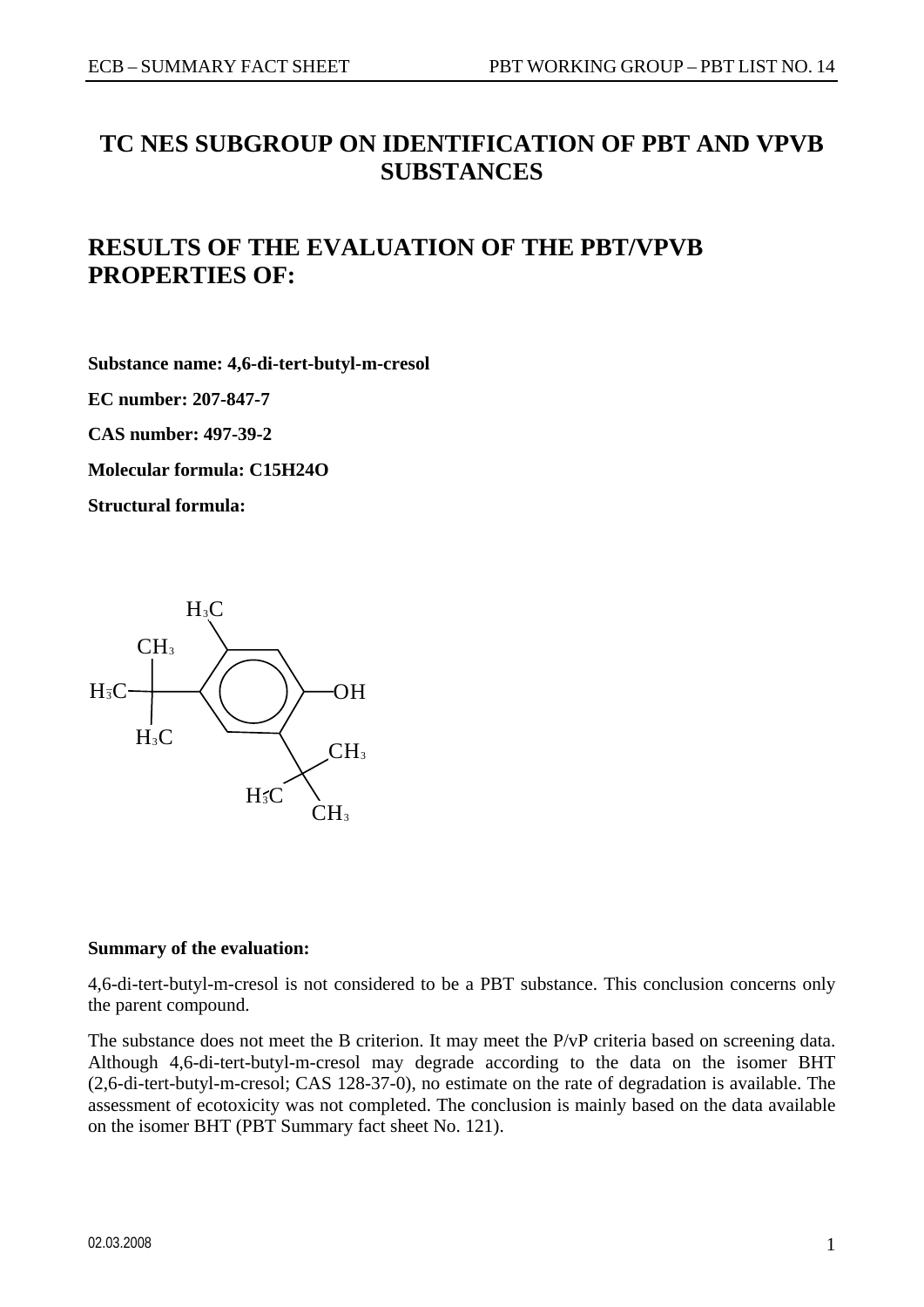# TC NES SUBGROUP ON IDENTIFICATION OF PBT AND VPVB SUBSTANCES

# RESULTS OF THE EVALUATION OF THE PBT/VPVB PROPERTIES OF:

**Substance name: 4,6-di-tert-butyl-m-cresol**

**EC number: 207-847-7**

**CAS number: 497-39-2**

**Molecular formula: C15H24O**

**Structural formula:**

**Summary of the evaluation:**

4,6-di-tert-butyl-m-cresol is not considered to be a PBT substance. This conclusion concerns only the parent compound.

The substance does not meet the B criterion. It may meet the P/vP criteria based on screening data. Although 4,6-di-tert-butyl-m-cresol may degrade according to the data on the isomer BHT (2,6-di-tert-butyl-m-cresol; CAS 128-37-0), no estimate on the rate of degradation is available. The assessment of ecotoxicity was not completed. The conclusion is mainly based on the data available on the isomer BHT (PBT Summary fact sheet No. 121).

02.03.2008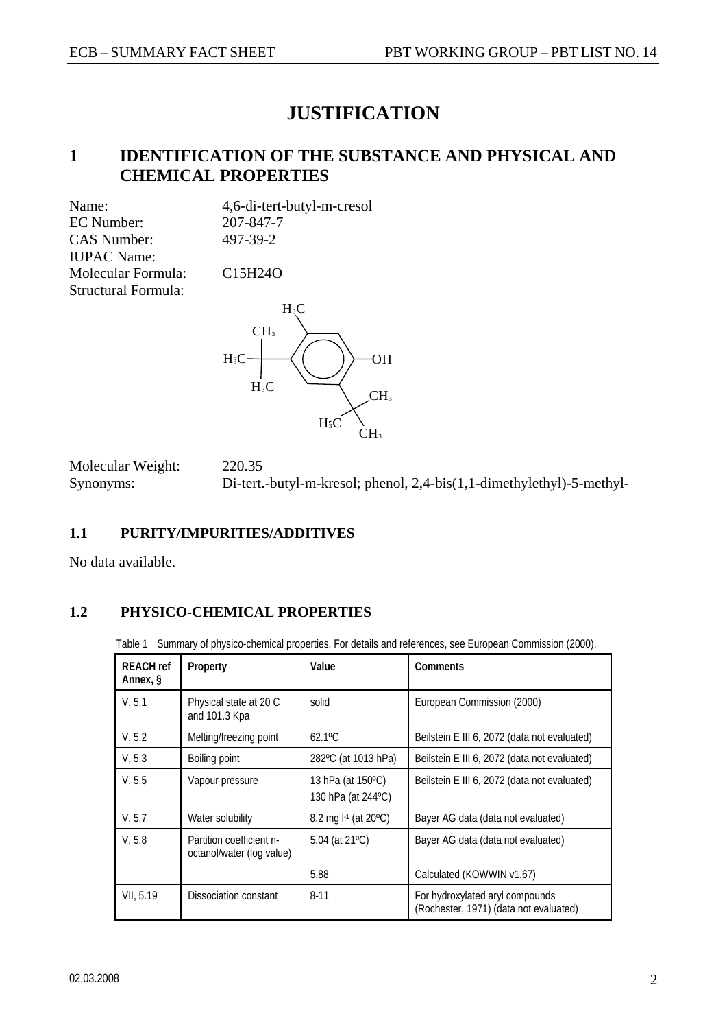# JUSTIFICATION

## 1 IDENTIFICATION OF THE SUBSTANCE AND PHYSICAL AND CHEMICAL PROPERTIES

Name: 4,6-di-tert-butyl-m-cresol
EC Number: 207-847-7
CAS Number: 497-39-2
IUPAC Name:
Molecular Formula: $C_{15}H_{24}O$
Structural Formula:

Molecular Weight: 220.35
Synonyms: Di-tert.-butyl-m-kresol; phenol, 2,4-bis(1,1-dimethylethyl)-5-methyl-

### 1.1 PURITY/IMPURITIES/ADDITIVES

No data available.

### 1.2 PHYSICO-CHEMICAL PROPERTIES

Table 1 Summary of physico-chemical properties. For details and references, see European Commission (2000).

| REACH ref Annex, § | Property | Value | Comments |
|---|---|---|---|
| V, 5.1 | Physical state at 20 C and 101.3 Kpa | solid | European Commission (2000) |
| V, 5.2 | Melting/freezing point | 62.1ºC | Beilstein E III 6, 2072 (data not evaluated) |
| V, 5.3 | Boiling point | 282ºC (at 1013 hPa) | Beilstein E III 6, 2072 (data not evaluated) |
| V, 5.5 | Vapour pressure | 13 hPa (at 150ºC)<br>130 hPa (at 244ºC) | Beilstein E III 6, 2072 (data not evaluated) |
| V, 5.7 | Water solubility | 8.2 mg $l^{-1}$ (at 20ºC) | Bayer AG data (data not evaluated) |
| V, 5.8 | Partition coefficient n-octanol/water (log value) | 5.04 (at 21ºC) | Bayer AG data (data not evaluated) |
| | | 5.88 | Calculated (KOWWIN v1.67) |
| VII, 5.19 | Dissociation constant | 8-11 | For hydroxylated aryl compounds (Rochester, 1971) (data not evaluated) |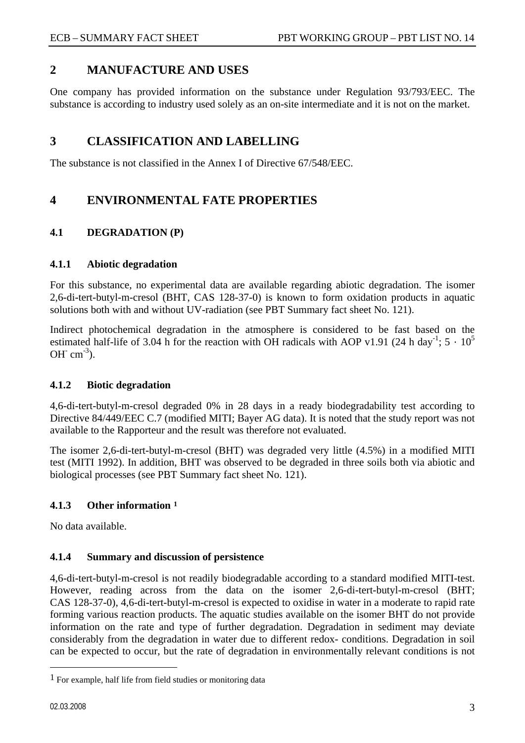## 2 MANUFACTURE AND USES

One company has provided information on the substance under Regulation 93/793/EEC. The substance is according to industry used solely as an on-site intermediate and it is not on the market.

## 3 CLASSIFICATION AND LABELLING

The substance is not classified in the Annex I of Directive 67/548/EEC.

## 4 ENVIRONMENTAL FATE PROPERTIES

### 4.1 DEGRADATION (P)

#### 4.1.1 Abiotic degradation

For this substance, no experimental data are available regarding abiotic degradation. The isomer 2,6-di-tert-butyl-m-cresol (BHT, CAS 128-37-0) is known to form oxidation products in aquatic solutions both with and without UV-radiation (see PBT Summary fact sheet No. 121).

Indirect photochemical degradation in the atmosphere is considered to be fast based on the estimated half-life of 3.04 h for the reaction with OH radicals with AOP v1.91 (24 h $day^{-1}$; $5 \cdot 10^5$ $OH^- cm^{-3}$).

#### 4.1.2 Biotic degradation

4,6-di-tert-butyl-m-cresol degraded 0% in 28 days in a ready biodegradability test according to Directive 84/449/EEC C.7 (modified MITI; Bayer AG data). It is noted that the study report was not available to the Rapporteur and the result was therefore not evaluated.

The isomer 2,6-di-tert-butyl-m-cresol (BHT) was degraded very little (4.5%) in a modified MITI test (MITI 1992). In addition, BHT was observed to be degraded in three soils both via abiotic and biological processes (see PBT Summary fact sheet No. 121).

#### 4.1.3 Other information [1]

No data available.

#### 4.1.4 Summary and discussion of persistence

4,6-di-tert-butyl-m-cresol is not readily biodegradable according to a standard modified MITI-test. However, reading across from the data on the isomer 2,6-di-tert-butyl-m-cresol (BHT; CAS 128-37-0), 4,6-di-tert-butyl-m-cresol is expected to oxidise in water in a moderate to rapid rate forming various reaction products. The aquatic studies available on the isomer BHT do not provide information on the rate and type of further degradation. Degradation in sediment may deviate considerably from the degradation in water due to different redox- conditions. Degradation in soil can be expected to occur, but the rate of degradation in environmentally relevant conditions is not

---

[1] For example, half life from field studies or monitoring data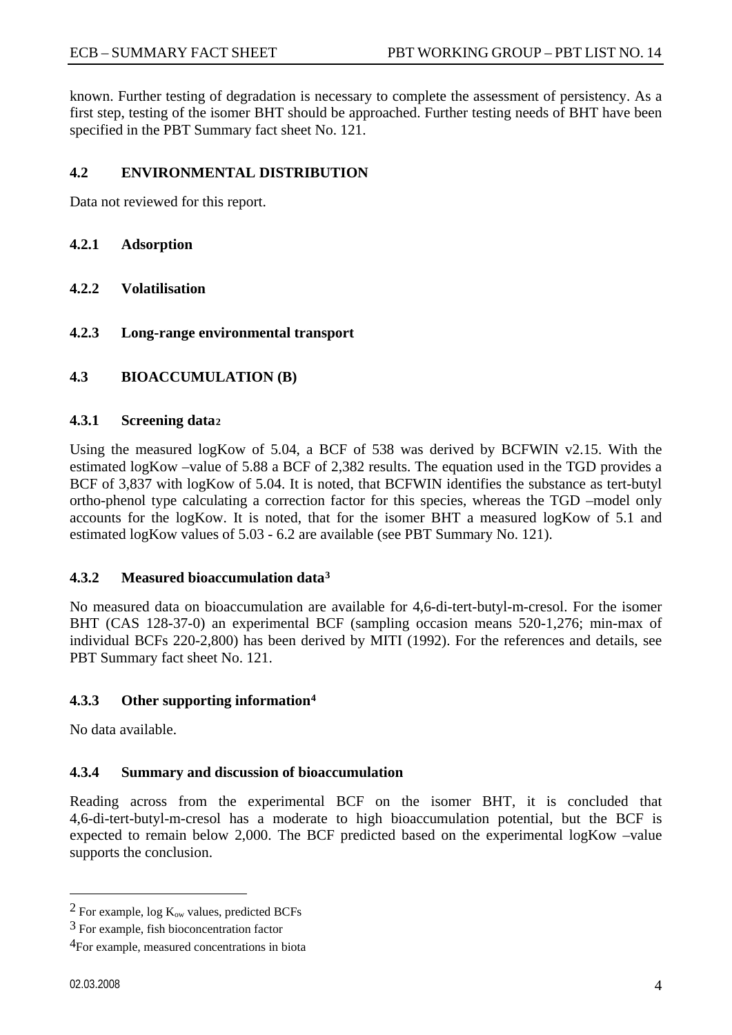known. Further testing of degradation is necessary to complete the assessment of persistency. As a first step, testing of the isomer BHT should be approached. Further testing needs of BHT have been specified in the PBT Summary fact sheet No. 121.

## 4.2 ENVIRONMENTAL DISTRIBUTION

Data not reviewed for this report.

### 4.2.1 Adsorption

### 4.2.2 Volatilisation

### 4.2.3 Long-range environmental transport

## 4.3 BIOACCUMULATION (B)

### 4.3.1 Screening data[2]

Using the measured logKow of 5.04, a BCF of 538 was derived by BCFWIN v2.15. With the estimated logKow –value of 5.88 a BCF of 2,382 results. The equation used in the TGD provides a BCF of 3,837 with logKow of 5.04. It is noted, that BCFWIN identifies the substance as tert-butyl ortho-phenol type calculating a correction factor for this species, whereas the TGD –model only accounts for the logKow. It is noted, that for the isomer BHT a measured logKow of 5.1 and estimated logKow values of 5.03 - 6.2 are available (see PBT Summary No. 121).

### 4.3.2 Measured bioaccumulation data[3]

No measured data on bioaccumulation are available for 4,6-di-tert-butyl-m-cresol. For the isomer BHT (CAS 128-37-0) an experimental BCF (sampling occasion means 520-1,276; min-max of individual BCFs 220-2,800) has been derived by MITI (1992). For the references and details, see PBT Summary fact sheet No. 121.

### 4.3.3 Other supporting information[4]

No data available.

### 4.3.4 Summary and discussion of bioaccumulation

Reading across from the experimental BCF on the isomer BHT, it is concluded that 4,6-di-tert-butyl-m-cresol has a moderate to high bioaccumulation potential, but the BCF is expected to remain below 2,000. The BCF predicted based on the experimental logKow –value supports the conclusion.

---

[2] For example, log $K_{ow}$ values, predicted BCFs

[3] For example, fish bioconcentration factor

[4] For example, measured concentrations in biota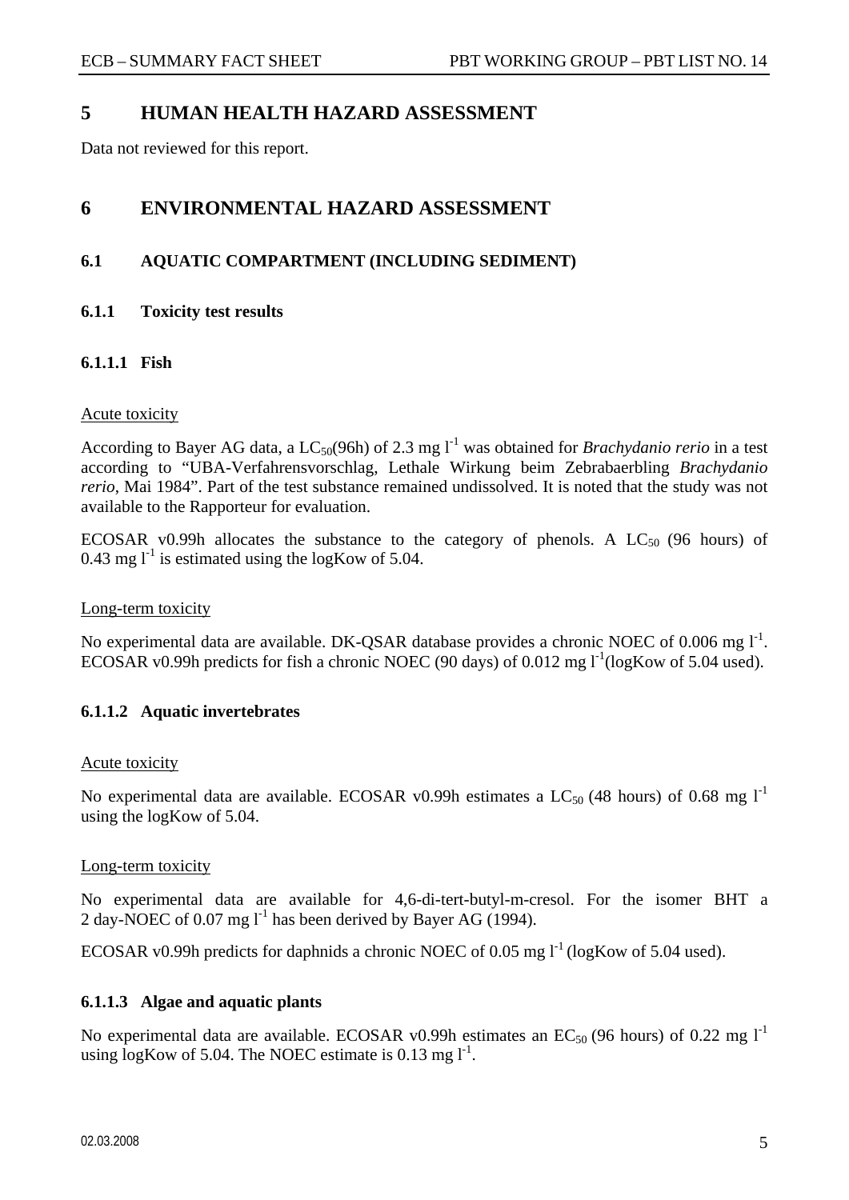# 5 HUMAN HEALTH HAZARD ASSESSMENT

Data not reviewed for this report.

# 6 ENVIRONMENTAL HAZARD ASSESSMENT

## 6.1 AQUATIC COMPARTMENT (INCLUDING SEDIMENT)

### 6.1.1 Toxicity test results

#### 6.1.1.1 Fish

Acute toxicity

According to Bayer AG data, a $LC_{50}$(96h) of 2.3 mg $l^{-1}$ was obtained for *Brachydanio rerio* in a test according to "UBA-Verfahrensvorschlag, Lethale Wirkung beim Zebrabaerbling *Brachydanio rerio*, Mai 1984". Part of the test substance remained undissolved. It is noted that the study was not available to the Rapporteur for evaluation.

ECOSAR v0.99h allocates the substance to the category of phenols. A $LC_{50}$ (96 hours) of 0.43 mg $l^{-1}$ is estimated using the logKow of 5.04.

Long-term toxicity

No experimental data are available. DK-QSAR database provides a chronic NOEC of 0.006 mg $l^{-1}$. ECOSAR v0.99h predicts for fish a chronic NOEC (90 days) of 0.012 mg $l^{-1}$(logKow of 5.04 used).

#### 6.1.1.2 Aquatic invertebrates

Acute toxicity

No experimental data are available. ECOSAR v0.99h estimates a $LC_{50}$ (48 hours) of 0.68 mg $l^{-1}$ using the logKow of 5.04.

Long-term toxicity

No experimental data are available for 4,6-di-tert-butyl-m-cresol. For the isomer BHT a 2 day-NOEC of 0.07 mg $l^{-1}$ has been derived by Bayer AG (1994).

ECOSAR v0.99h predicts for daphnids a chronic NOEC of 0.05 mg $l^{-1}$ (logKow of 5.04 used).

#### 6.1.1.3 Algae and aquatic plants

No experimental data are available. ECOSAR v0.99h estimates an $EC_{50}$ (96 hours) of 0.22 mg $l^{-1}$ using logKow of 5.04. The NOEC estimate is 0.13 mg $l^{-1}$.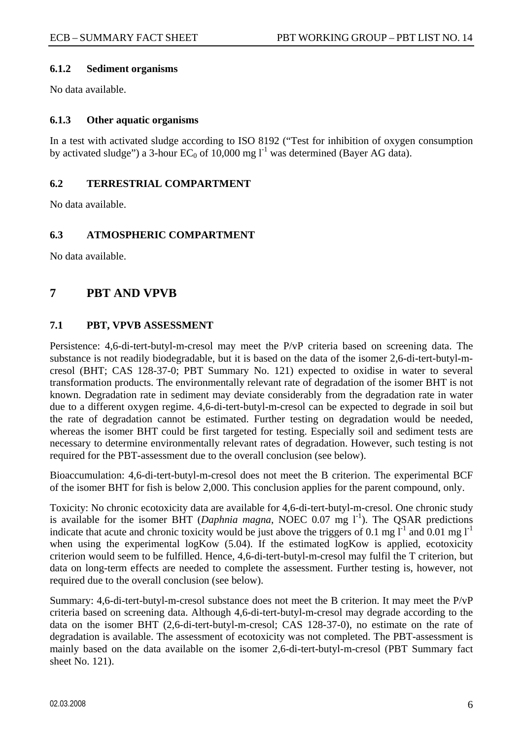### 6.1.2 Sediment organisms

No data available.

### 6.1.3 Other aquatic organisms

In a test with activated sludge according to ISO 8192 ("Test for inhibition of oxygen consumption by activated sludge") a 3-hour $EC_0$ of 10,000 mg $l^{-1}$ was determined (Bayer AG data).

### 6.2 TERRESTRIAL COMPARTMENT

No data available.

### 6.3 ATMOSPHERIC COMPARTMENT

No data available.

## 7 PBT AND VPVB

### 7.1 PBT, VPVB ASSESSMENT

Persistence: 4,6-di-tert-butyl-m-cresol may meet the P/vP criteria based on screening data. The substance is not readily biodegradable, but it is based on the data of the isomer 2,6-di-tert-butyl-m-cresol (BHT; CAS 128-37-0; PBT Summary No. 121) expected to oxidise in water to several transformation products. The environmentally relevant rate of degradation of the isomer BHT is not known. Degradation rate in sediment may deviate considerably from the degradation rate in water due to a different oxygen regime. 4,6-di-tert-butyl-m-cresol can be expected to degrade in soil but the rate of degradation cannot be estimated. Further testing on degradation would be needed, whereas the isomer BHT could be first targeted for testing. Especially soil and sediment tests are necessary to determine environmentally relevant rates of degradation. However, such testing is not required for the PBT-assessment due to the overall conclusion (see below).

Bioaccumulation: 4,6-di-tert-butyl-m-cresol does not meet the B criterion. The experimental BCF of the isomer BHT for fish is below 2,000. This conclusion applies for the parent compound, only.

Toxicity: No chronic ecotoxicity data are available for 4,6-di-tert-butyl-m-cresol. One chronic study is available for the isomer BHT (*Daphnia magna*, NOEC 0.07 mg $l^{-1}$). The QSAR predictions indicate that acute and chronic toxicity would be just above the triggers of 0.1 mg $l^{-1}$ and 0.01 mg $l^{-1}$ when using the experimental logKow (5.04). If the estimated logKow is applied, ecotoxicity criterion would seem to be fulfilled. Hence, 4,6-di-tert-butyl-m-cresol may fulfil the T criterion, but data on long-term effects are needed to complete the assessment. Further testing is, however, not required due to the overall conclusion (see below).

Summary: 4,6-di-tert-butyl-m-cresol substance does not meet the B criterion. It may meet the P/vP criteria based on screening data. Although 4,6-di-tert-butyl-m-cresol may degrade according to the data on the isomer BHT (2,6-di-tert-butyl-m-cresol; CAS 128-37-0), no estimate on the rate of degradation is available. The assessment of ecotoxicity was not completed. The PBT-assessment is mainly based on the data available on the isomer 2,6-di-tert-butyl-m-cresol (PBT Summary fact sheet No. 121).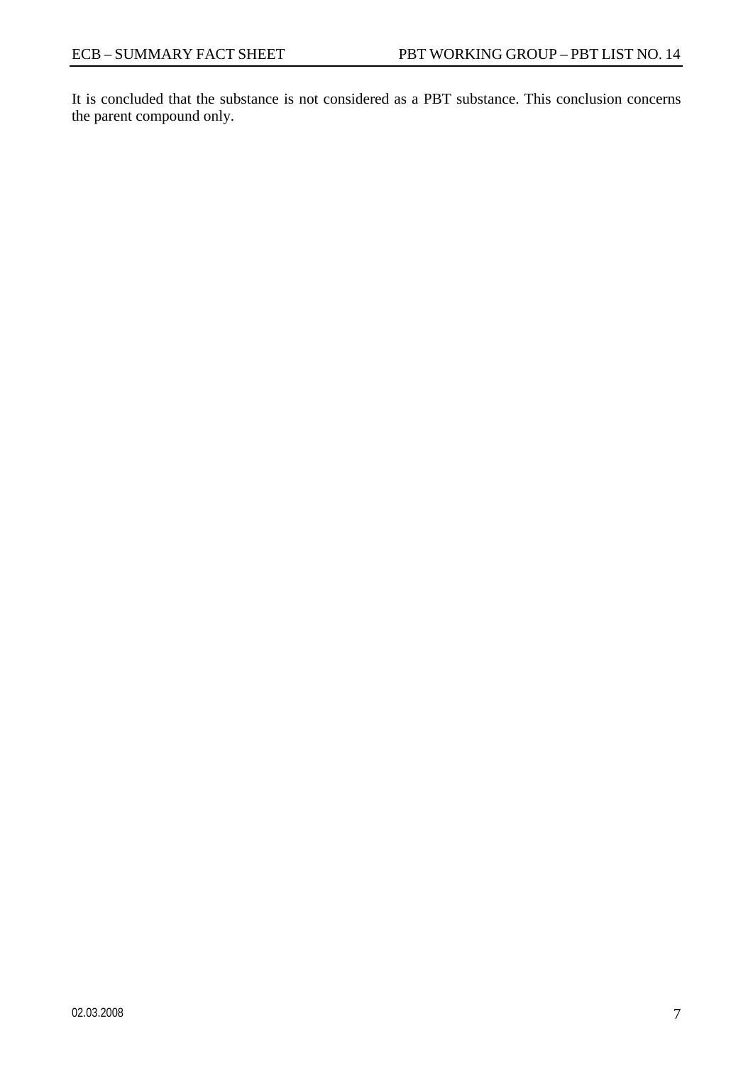It is concluded that the substance is not considered as a PBT substance. This conclusion concerns the parent compound only.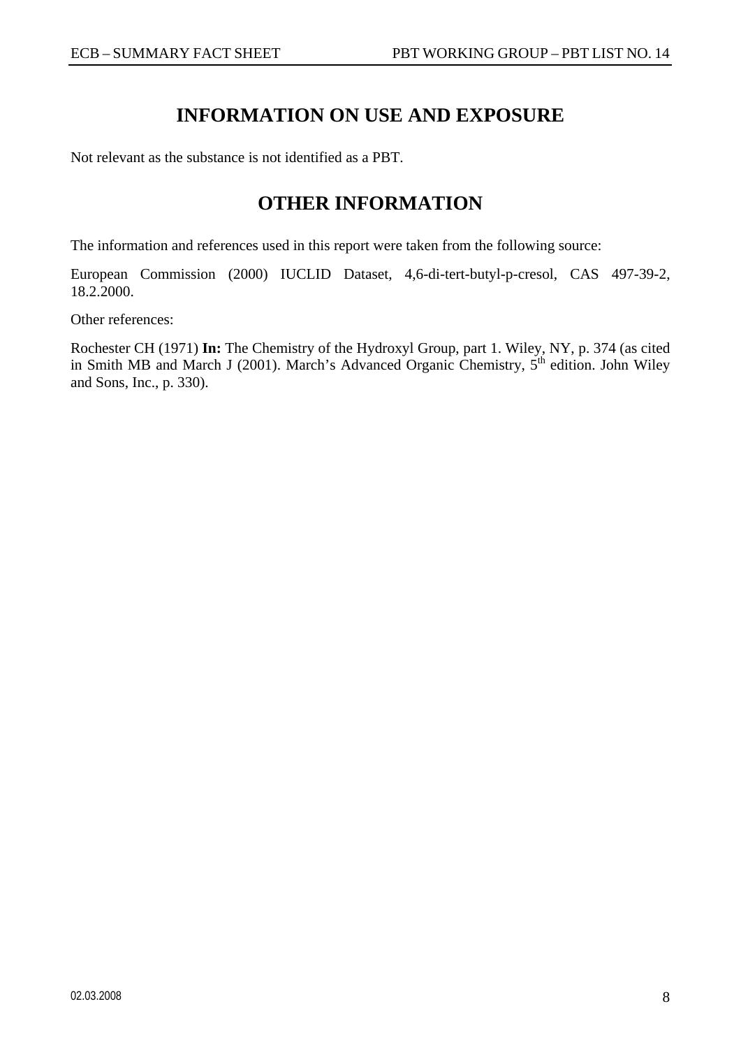## INFORMATION ON USE AND EXPOSURE

Not relevant as the substance is not identified as a PBT.

## OTHER INFORMATION

The information and references used in this report were taken from the following source:

European Commission (2000) IUCLID Dataset, 4,6-di-tert-butyl-p-cresol, CAS 497-39-2, 18.2.2000.

Other references:

Rochester CH (1971) **In:** The Chemistry of the Hydroxyl Group, part 1. Wiley, NY, p. 374 (as cited in Smith MB and March J (2001). March's Advanced Organic Chemistry, 5th edition. John Wiley and Sons, Inc., p. 330).